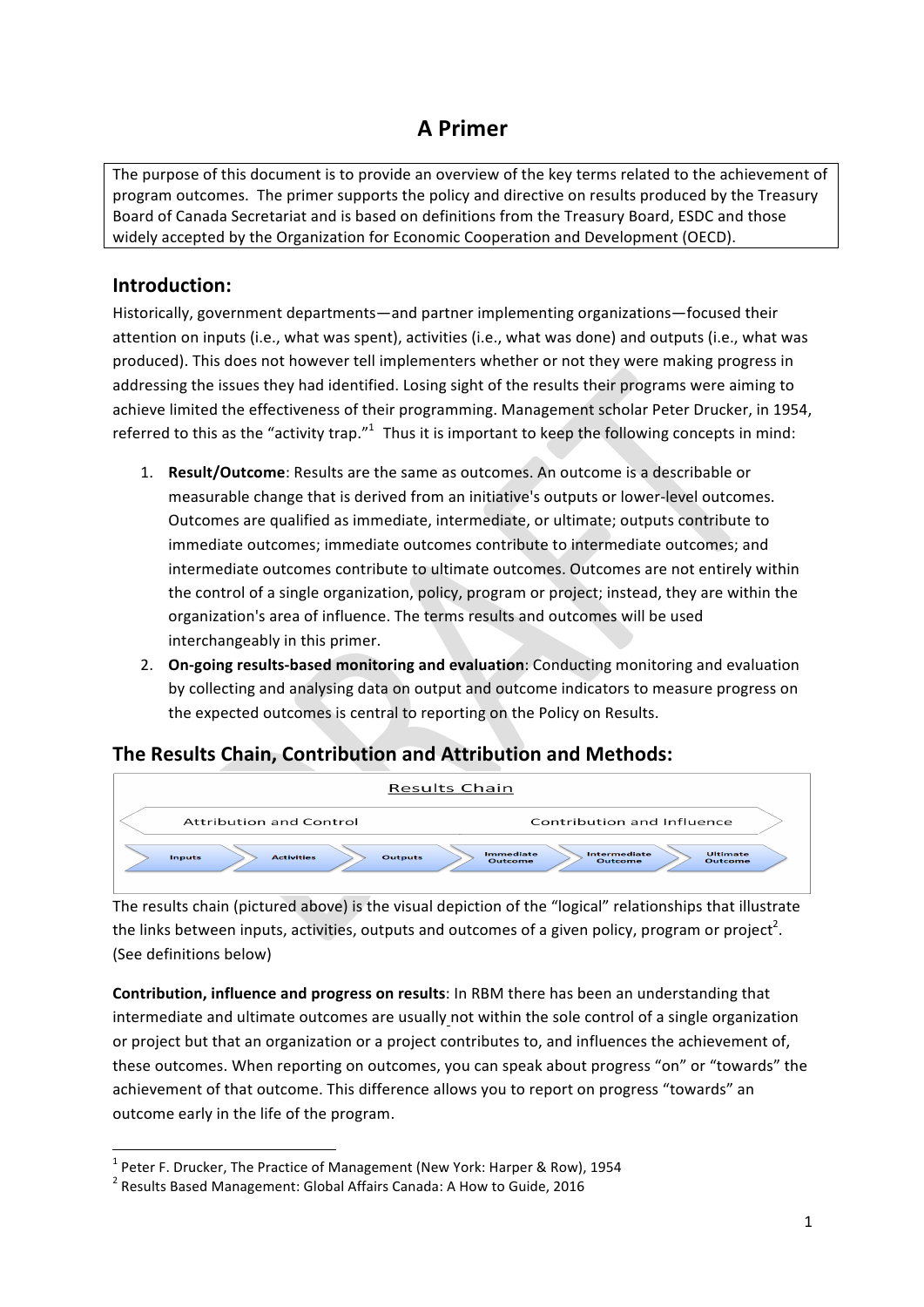# A Primer

The purpose of this document is to provide an overview of the key terms related to the achievement of program outcomes. The primer supports the policy and directive on results produced by the Treasury Board of Canada Secretariat and is based on definitions from the Treasury Board, ESDC and those widely accepted by the Organization for Economic Cooperation and Development (OECD).

## Introduction:

Historically, government departments—and partner implementing organizations—focused their attention on inputs (i.e., what was spent), activities (i.e., what was done) and outputs (i.e., what was produced). This does not however tell implementers whether or not they were making progress in addressing the issues they had identified. Losing sight of the results their programs were aiming to achieve limited the effectiveness of their programming. Management scholar Peter Drucker, in 1954, referred to this as the "activity trap."[1] Thus it is important to keep the following concepts in mind:

1. **Result/Outcome**: Results are the same as outcomes. An outcome is a describable or measurable change that is derived from an initiative's outputs or lower-level outcomes. Outcomes are qualified as immediate, intermediate, or ultimate; outputs contribute to immediate outcomes; immediate outcomes contribute to intermediate outcomes; and intermediate outcomes contribute to ultimate outcomes. Outcomes are not entirely within the control of a single organization, policy, program or project; instead, they are within the organization's area of influence. The terms results and outcomes will be used interchangeably in this primer.
2. **On-going results-based monitoring and evaluation**: Conducting monitoring and evaluation by collecting and analysing data on output and outcome indicators to measure progress on the expected outcomes is central to reporting on the Policy on Results.

## The Results Chain, Contribution and Attribution and Methods:

Results Chain

Attribution and Control | Contribution and Influence

Inputs → Activities → Outputs → Immediate Outcome → Intermediate Outcome → Ultimate Outcome

The results chain (pictured above) is the visual depiction of the "logical" relationships that illustrate the links between inputs, activities, outputs and outcomes of a given policy, program or project[2]. (See definitions below)

**Contribution, influence and progress on results**: In RBM there has been an understanding that intermediate and ultimate outcomes are usually not within the sole control of a single organization or project but that an organization or a project contributes to, and influences the achievement of, these outcomes. When reporting on outcomes, you can speak about progress "on" or "towards" the achievement of that outcome. This difference allows you to report on progress "towards" an outcome early in the life of the program.

[1] Peter F. Drucker, The Practice of Management (New York: Harper & Row), 1954

[2] Results Based Management: Global Affairs Canada: A How to Guide, 2016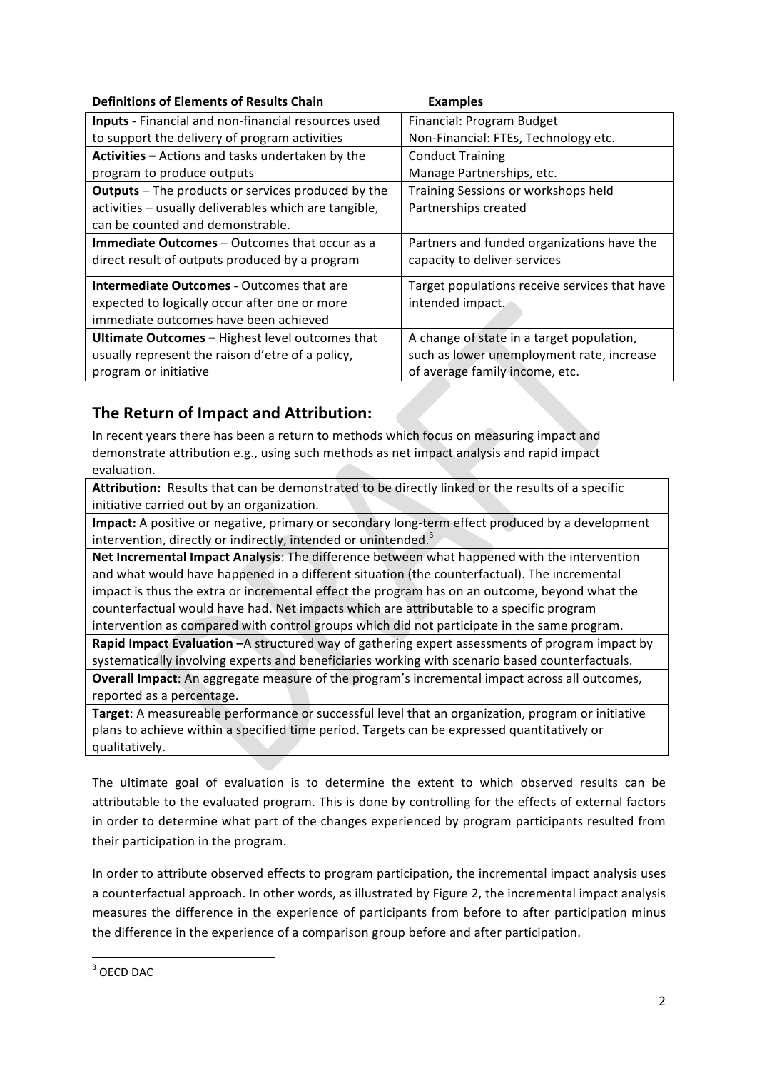| Definitions of Elements of Results Chain | Examples |
|---|---|
| **Inputs -** Financial and non-financial resources used to support the delivery of program activities | Financial: Program Budget<br>Non-Financial: FTEs, Technology etc. |
| **Activities –** Actions and tasks undertaken by the program to produce outputs | Conduct Training<br>Manage Partnerships, etc. |
| **Outputs** – The products or services produced by the activities – usually deliverables which are tangible, can be counted and demonstrable. | Training Sessions or workshops held<br>Partnerships created |
| **Immediate Outcomes** – Outcomes that occur as a direct result of outputs produced by a program | Partners and funded organizations have the capacity to deliver services |
| **Intermediate Outcomes -** Outcomes that are expected to logically occur after one or more immediate outcomes have been achieved | Target populations receive services that have intended impact. |
| **Ultimate Outcomes –** Highest level outcomes that usually represent the raison d'etre of a policy, program or initiative | A change of state in a target population, such as lower unemployment rate, increase of average family income, etc. |

## The Return of Impact and Attribution:

In recent years there has been a return to methods which focus on measuring impact and demonstrate attribution e.g., using such methods as net impact analysis and rapid impact evaluation.

| |
|---|
| **Attribution:** Results that can be demonstrated to be directly linked or the results of a specific initiative carried out by an organization. |
| **Impact:** A positive or negative, primary or secondary long-term effect produced by a development intervention, directly or indirectly, intended or unintended.[3] |
| **Net Incremental Impact Analysis**: The difference between what happened with the intervention and what would have happened in a different situation (the counterfactual). The incremental impact is thus the extra or incremental effect the program has on an outcome, beyond what the counterfactual would have had. Net impacts which are attributable to a specific program intervention as compared with control groups which did not participate in the same program. |
| **Rapid Impact Evaluation –**A structured way of gathering expert assessments of program impact by systematically involving experts and beneficiaries working with scenario based counterfactuals. |
| **Overall Impact**: An aggregate measure of the program's incremental impact across all outcomes, reported as a percentage. |
| **Target**: A measureable performance or successful level that an organization, program or initiative plans to achieve within a specified time period. Targets can be expressed quantitatively or qualitatively. |

The ultimate goal of evaluation is to determine the extent to which observed results can be attributable to the evaluated program. This is done by controlling for the effects of external factors in order to determine what part of the changes experienced by program participants resulted from their participation in the program.

In order to attribute observed effects to program participation, the incremental impact analysis uses a counterfactual approach. In other words, as illustrated by Figure 2, the incremental impact analysis measures the difference in the experience of participants from before to after participation minus the difference in the experience of a comparison group before and after participation.

[3] OECD DAC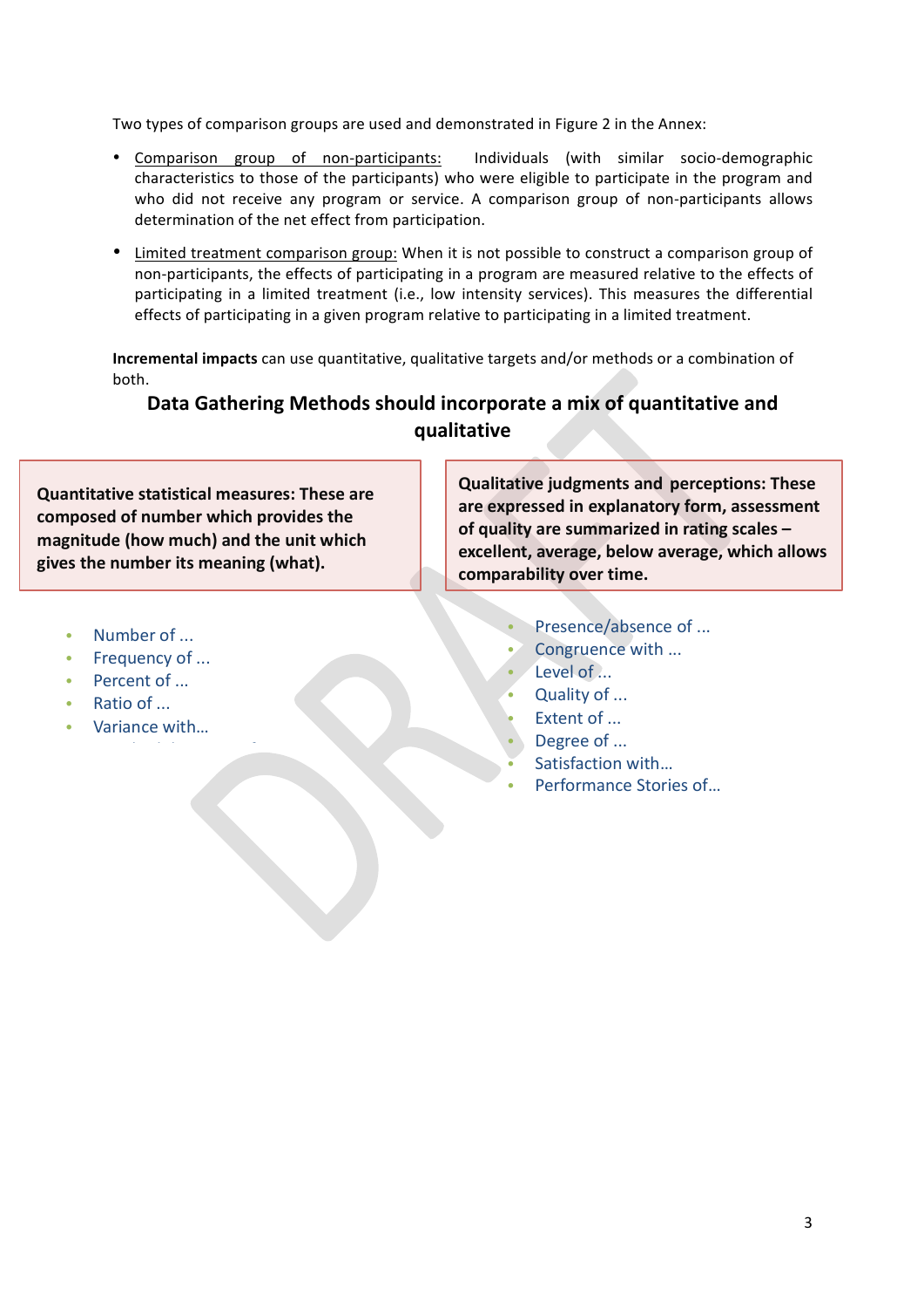Two types of comparison groups are used and demonstrated in Figure 2 in the Annex:

- Comparison group of non-participants: Individuals (with similar socio-demographic characteristics to those of the participants) who were eligible to participate in the program and who did not receive any program or service. A comparison group of non-participants allows determination of the net effect from participation.
- Limited treatment comparison group: When it is not possible to construct a comparison group of non-participants, the effects of participating in a program are measured relative to the effects of participating in a limited treatment (i.e., low intensity services). This measures the differential effects of participating in a given program relative to participating in a limited treatment.

**Incremental impacts** can use quantitative, qualitative targets and/or methods or a combination of both.

## Data Gathering Methods should incorporate a mix of quantitative and qualitative

**Quantitative statistical measures: These are composed of number which provides the magnitude (how much) and the unit which gives the number its meaning (what).**

- Number of ...
- Frequency of ...
- Percent of ...
- Ratio of ...
- Variance with…

**Qualitative judgments and perceptions: These are expressed in explanatory form, assessment of quality are summarized in rating scales – excellent, average, below average, which allows comparability over time.**

- Presence/absence of ...
- Congruence with ...
- Level of ...
- Quality of ...
- Extent of ...
- Degree of ...
- Satisfaction with…
- Performance Stories of…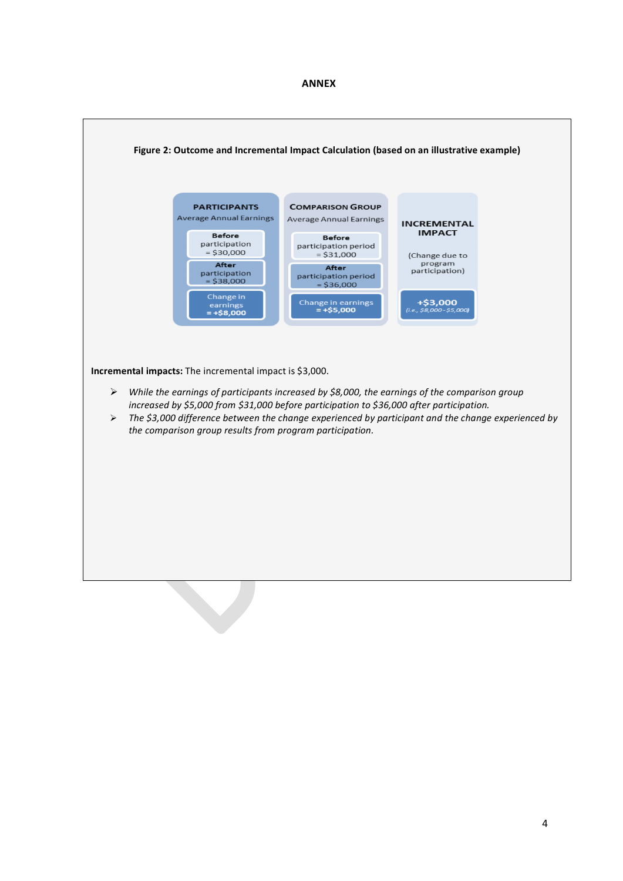# ANNEX

**Figure 2: Outcome and Incremental Impact Calculation (based on an illustrative example)**

PARTICIPANTS
Average Annual Earnings
Before participation = $30,000
After participation = $38,000
Change in earnings = +$8,000

COMPARISON GROUP
Average Annual Earnings
Before participation period = $31,000
After participation period = $36,000
Change in earnings = +$5,000

INCREMENTAL IMPACT
(Change due to program participation)
+$3,000
(i.e., $8,000 - $5,000)

**Incremental impacts:** The incremental impact is $3,000.

- *While the earnings of participants increased by $8,000, the earnings of the comparison group increased by $5,000 from $31,000 before participation to $36,000 after participation.*
- *The $3,000 difference between the change experienced by participant and the change experienced by the comparison group results from program participation.*